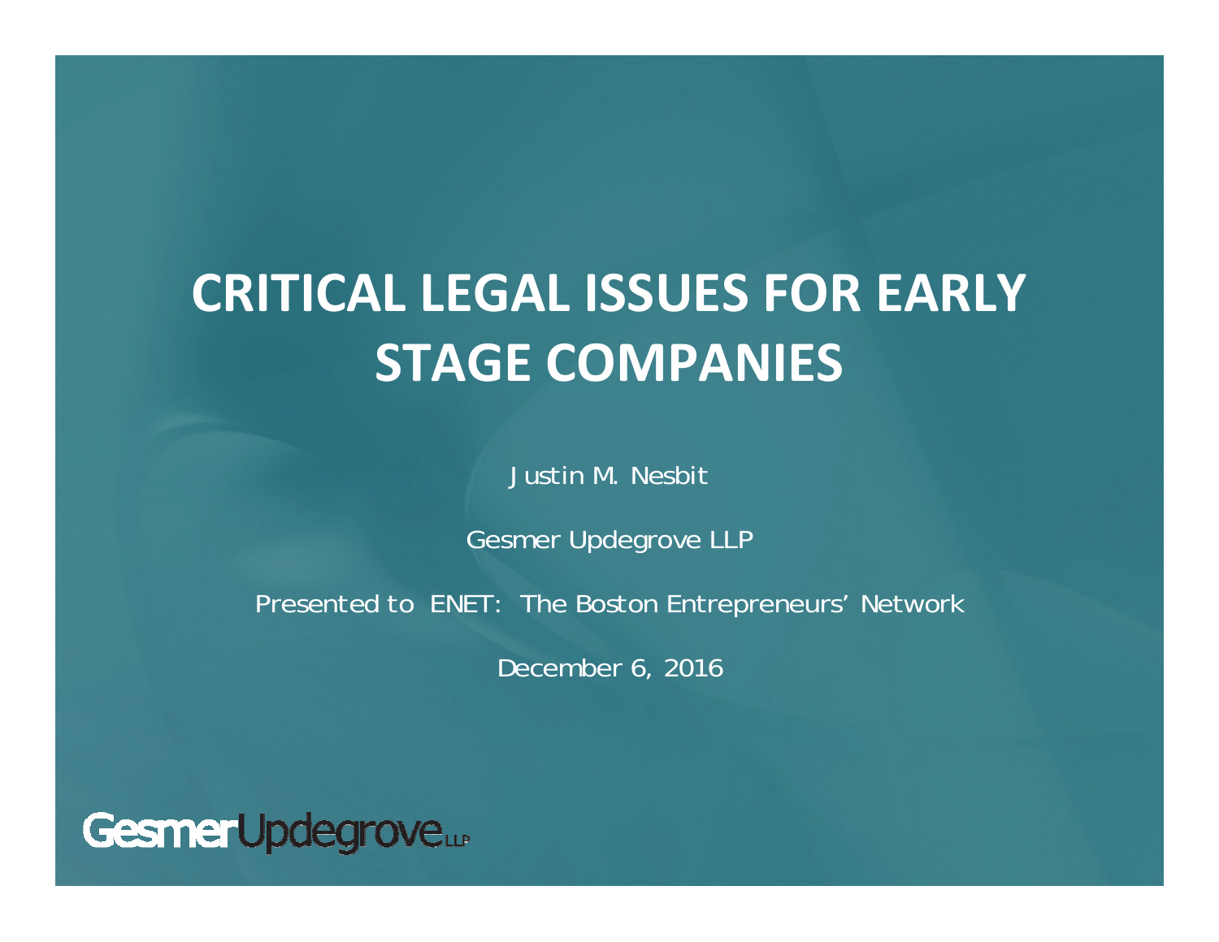# CRITICAL LEGAL ISSUES FOR EARLY STAGE COMPANIES

Justin M. Nesbit

Gesmer Updegrove LLP

Presented to ENET: The Boston Entrepreneurs' Network

December 6, 2016

GesmerUpdegrove LLP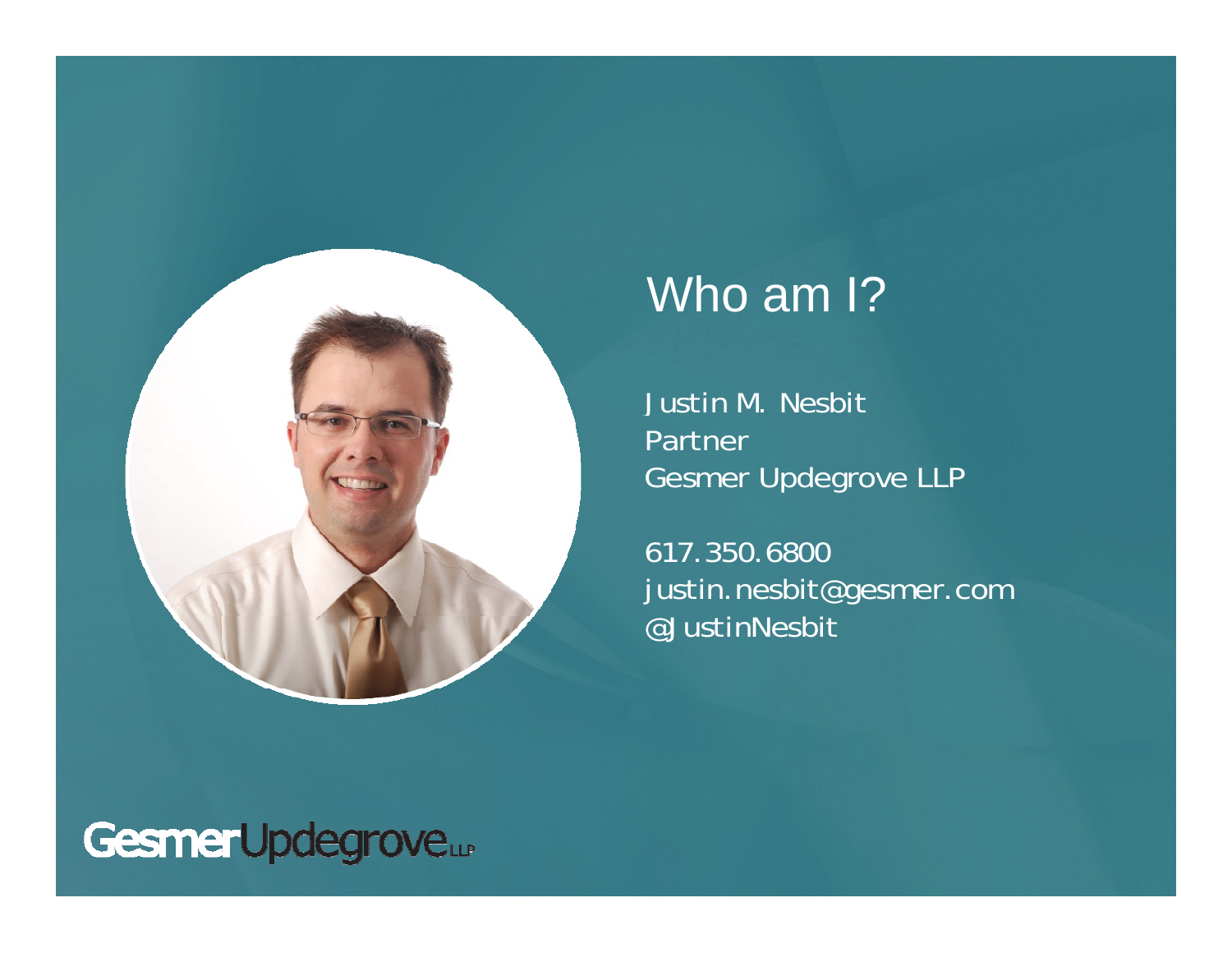# Who am I?

Justin M. Nesbit
Partner
Gesmer Updegrove LLP

617.350.6800
justin.nesbit@gesmer.com
@JustinNesbit

GesmerUpdegrove LLP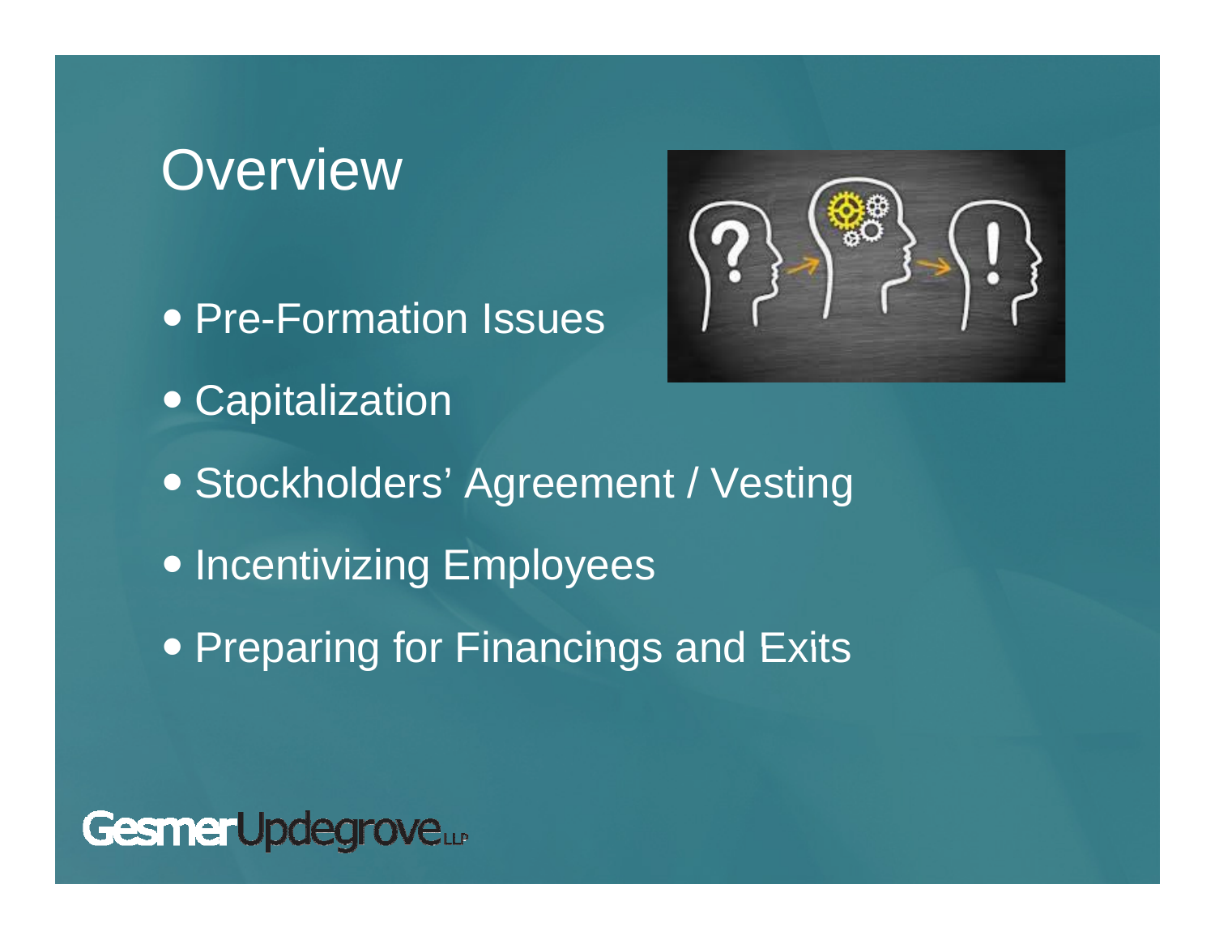# Overview

- Pre-Formation Issues
- Capitalization
- Stockholders' Agreement / Vesting
- Incentivizing Employees
- Preparing for Financings and Exits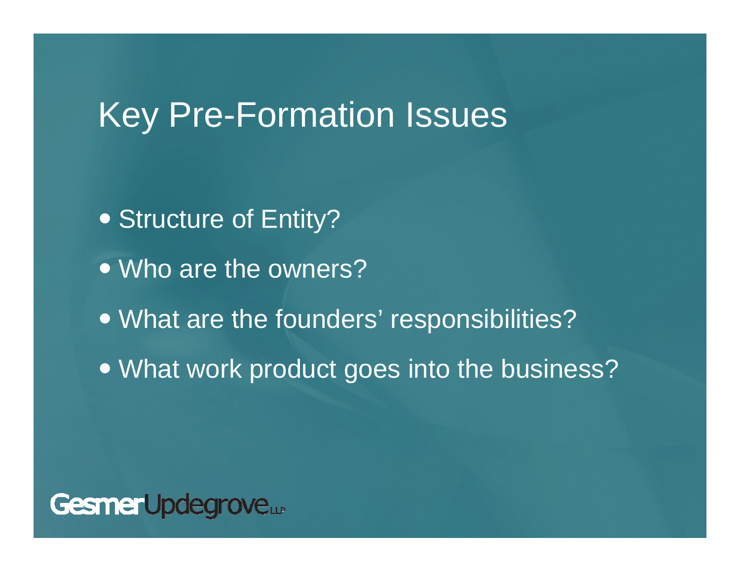# Key Pre-Formation Issues

- Structure of Entity?
- Who are the owners?
- What are the founders' responsibilities?
- What work product goes into the business?

GesmerUpdegrove LLP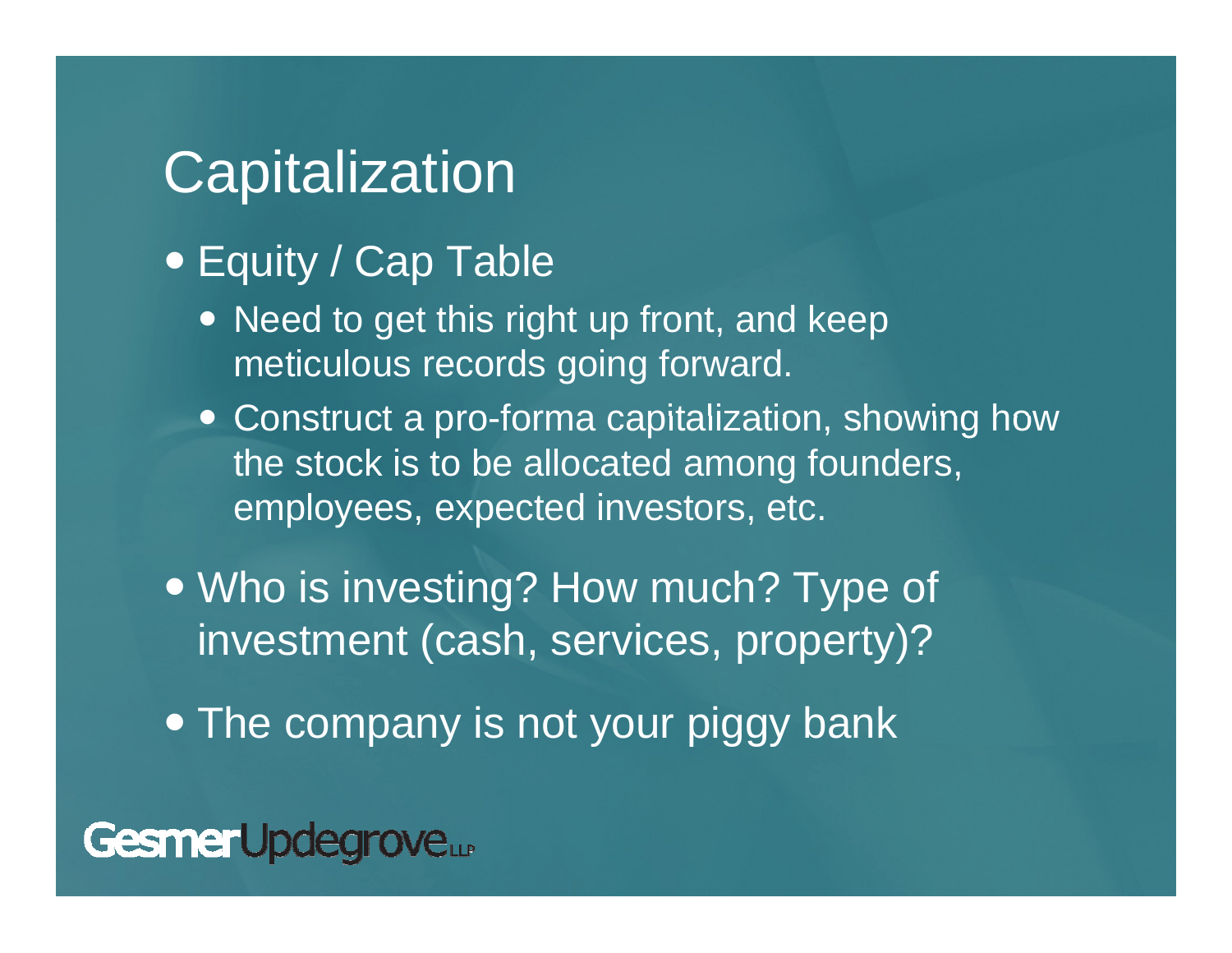# Capitalization

- Equity / Cap Table
  - Need to get this right up front, and keep meticulous records going forward.
  - Construct a pro-forma capitalization, showing how the stock is to be allocated among founders, employees, expected investors, etc.
- Who is investing? How much? Type of investment (cash, services, property)?
- The company is not your piggy bank

GesmerUpdegrove LLP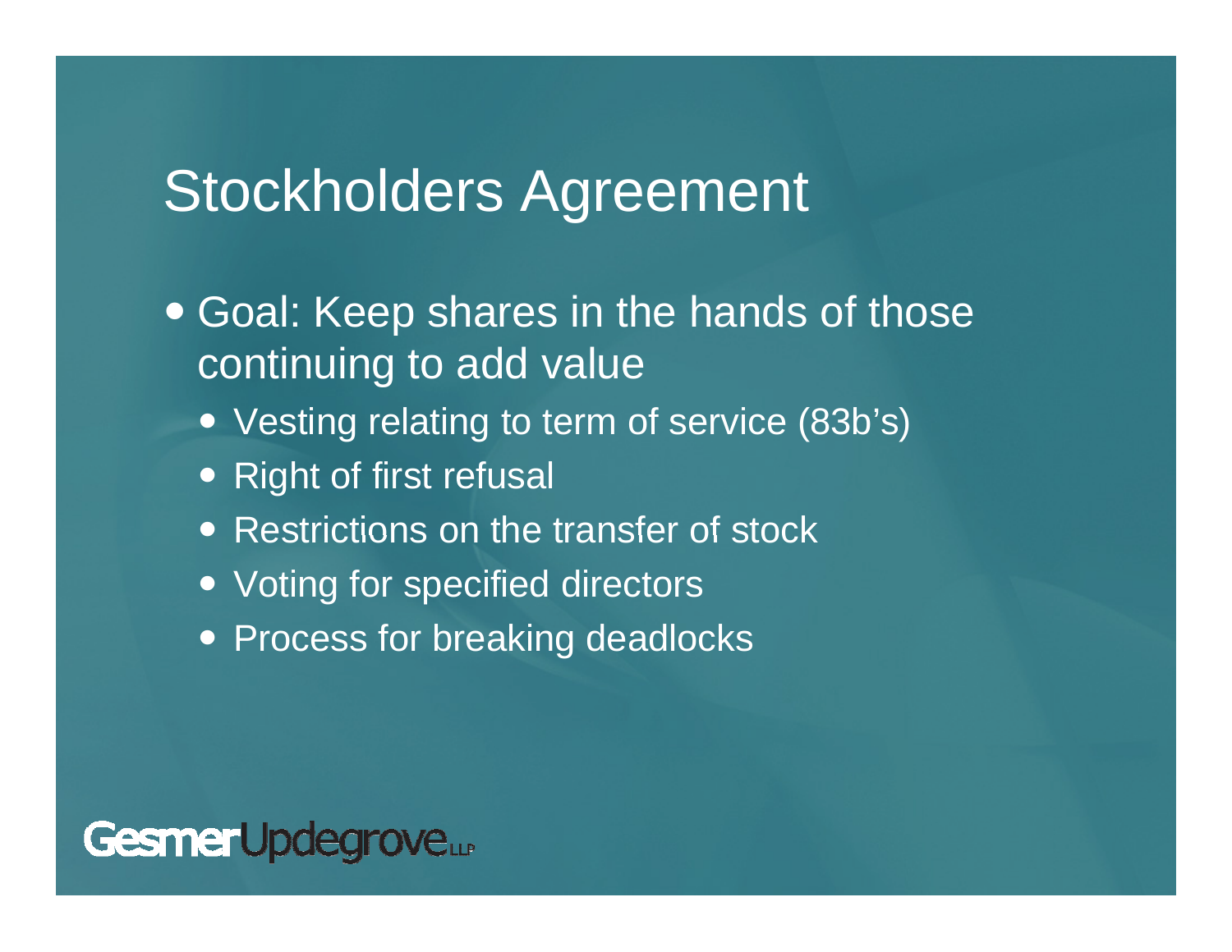# Stockholders Agreement

- Goal: Keep shares in the hands of those continuing to add value
  - Vesting relating to term of service (83b's)
  - Right of first refusal
  - Restrictions on the transfer of stock
  - Voting for specified directors
  - Process for breaking deadlocks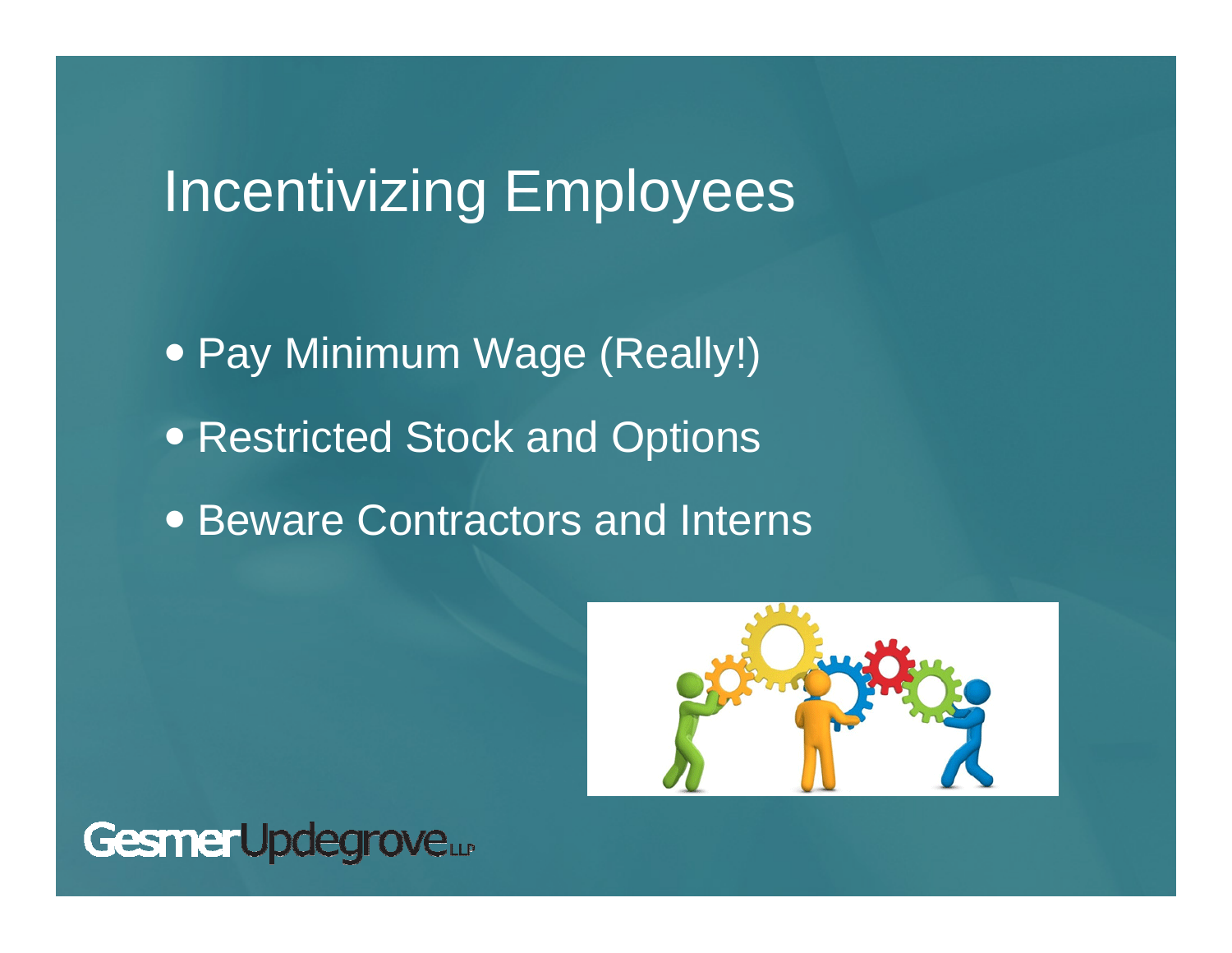# Incentivizing Employees

- Pay Minimum Wage (Really!)
- Restricted Stock and Options
- Beware Contractors and Interns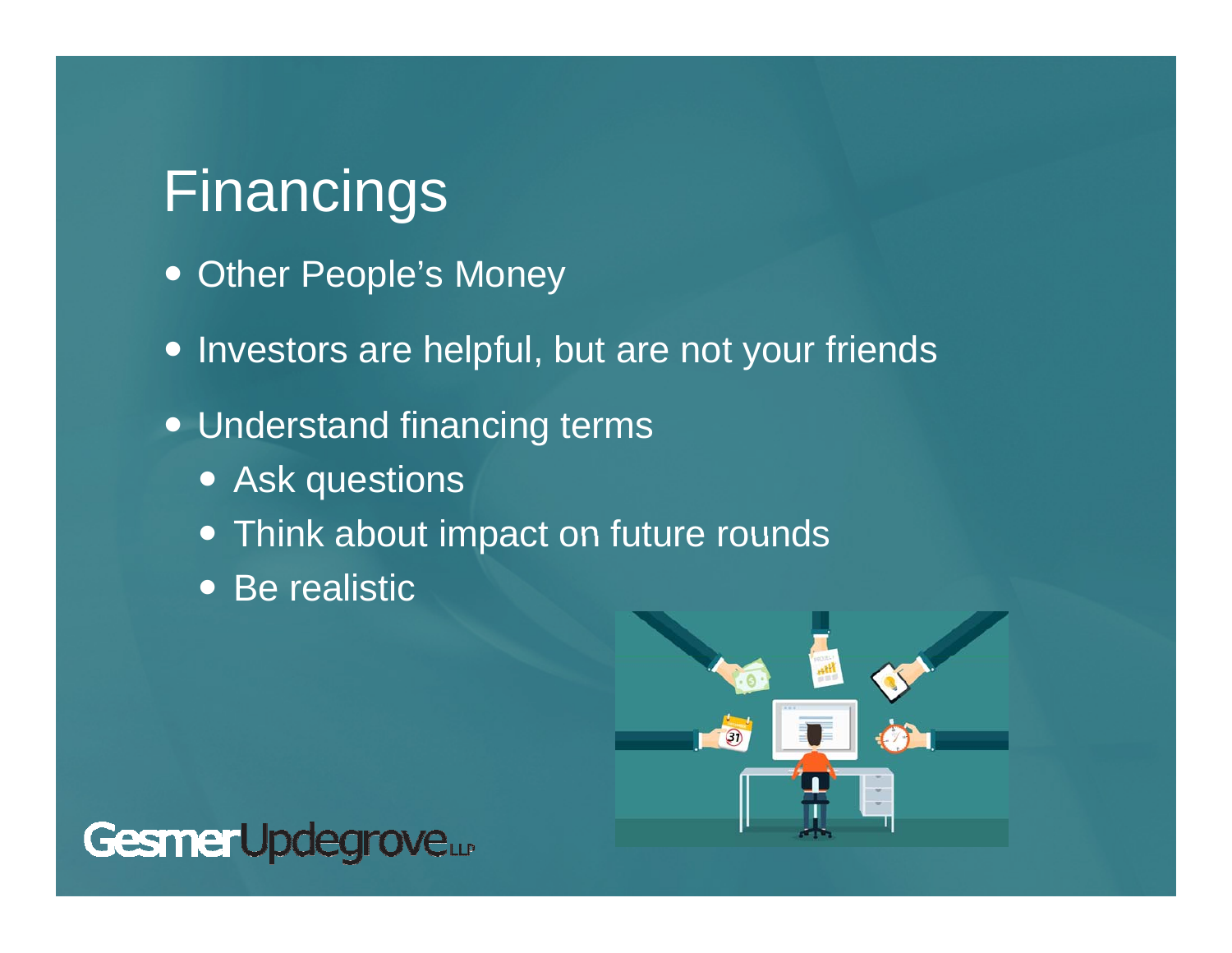# Financings

- Other People's Money
- Investors are helpful, but are not your friends
- Understand financing terms
  - Ask questions
  - Think about impact on future rounds
  - Be realistic

GesmerUpdegrove LLP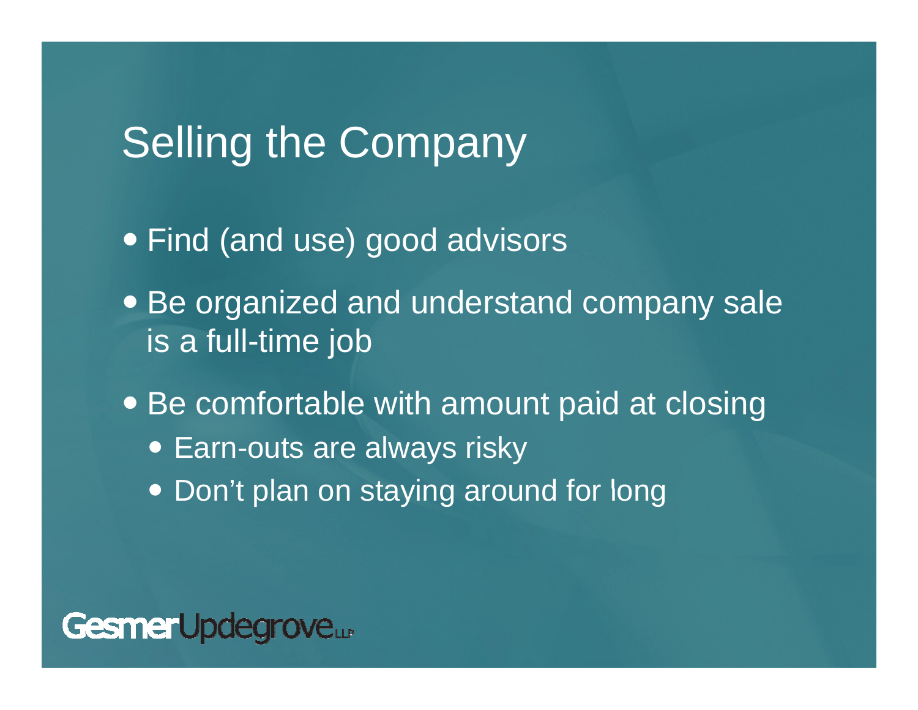# Selling the Company

- Find (and use) good advisors
- Be organized and understand company sale is a full-time job
- Be comfortable with amount paid at closing
  - Earn-outs are always risky
  - Don't plan on staying around for long

GesmerUpdegrove LLP